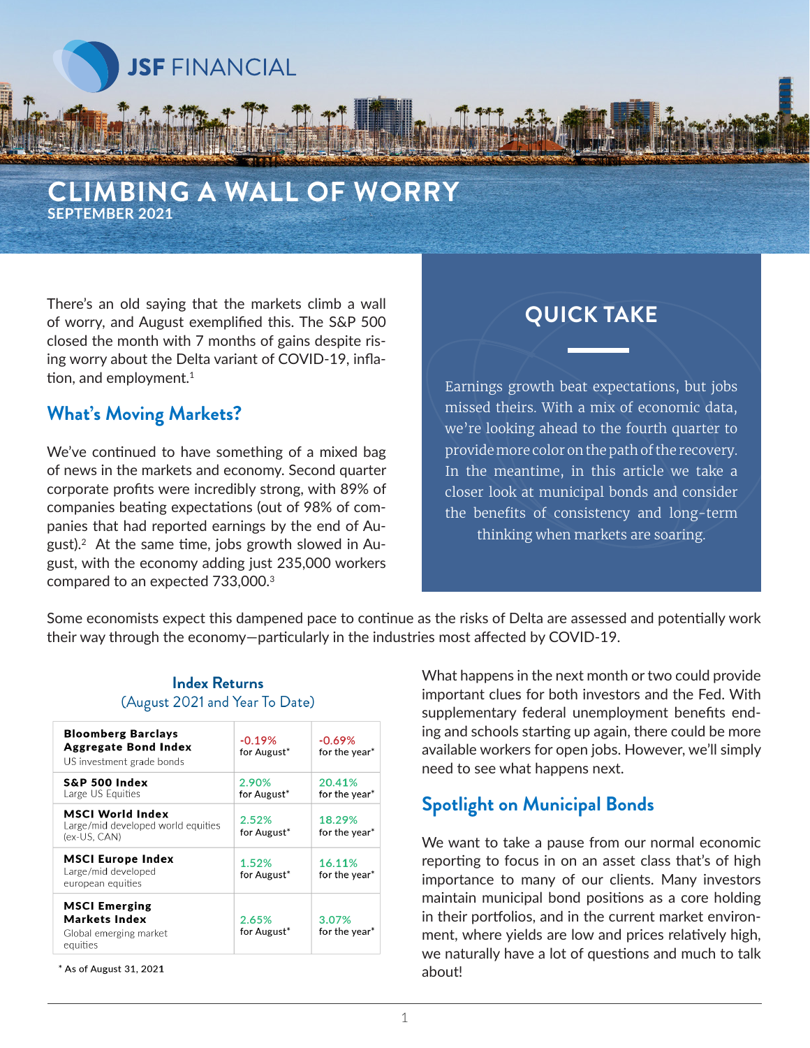JSF FINANCIAL

# CLIMBING A WALL OF WORRY

**SEPTEMBER 2021**

There's an old saying that the markets climb a wall of worry, and August exemplified this. The S&P 500 closed the month with 7 months of gains despite rising worry about the Delta variant of COVID-19, inflation, and employment.[1]

## QUICK TAKE

Earnings growth beat expectations, but jobs missed theirs. With a mix of economic data, we're looking ahead to the fourth quarter to provide more color on the path of the recovery. In the meantime, in this article we take a closer look at municipal bonds and consider the benefits of consistency and long-term thinking when markets are soaring.

## What's Moving Markets?

We've continued to have something of a mixed bag of news in the markets and economy. Second quarter corporate profits were incredibly strong, with 89% of companies beating expectations (out of 98% of companies that had reported earnings by the end of August).[2] At the same time, jobs growth slowed in August, with the economy adding just 235,000 workers compared to an expected 733,000.[3]

Some economists expect this dampened pace to continue as the risks of Delta are assessed and potentially work their way through the economy—particularly in the industries most affected by COVID-19.

**Index Returns**
(August 2021 and Year To Date)

| Index | August | Year |
|---|---|---|
| **Bloomberg Barclays Aggregate Bond Index** US investment grade bonds | -0.19% for August* | -0.69% for the year* |
| **S&P 500 Index** Large US Equities | 2.90% for August* | 20.41% for the year* |
| **MSCI World Index** Large/mid developed world equities (ex-US, CAN) | 2.52% for August* | 18.29% for the year* |
| **MSCI Europe Index** Large/mid developed european equities | 1.52% for August* | 16.11% for the year* |
| **MSCI Emerging Markets Index** Global emerging market equities | 2.65% for August* | 3.07% for the year* |

* As of August 31, 2021

What happens in the next month or two could provide important clues for both investors and the Fed. With supplementary federal unemployment benefits ending and schools starting up again, there could be more available workers for open jobs. However, we'll simply need to see what happens next.

## Spotlight on Municipal Bonds

We want to take a pause from our normal economic reporting to focus in on an asset class that's of high importance to many of our clients. Many investors maintain municipal bond positions as a core holding in their portfolios, and in the current market environment, where yields are low and prices relatively high, we naturally have a lot of questions and much to talk about!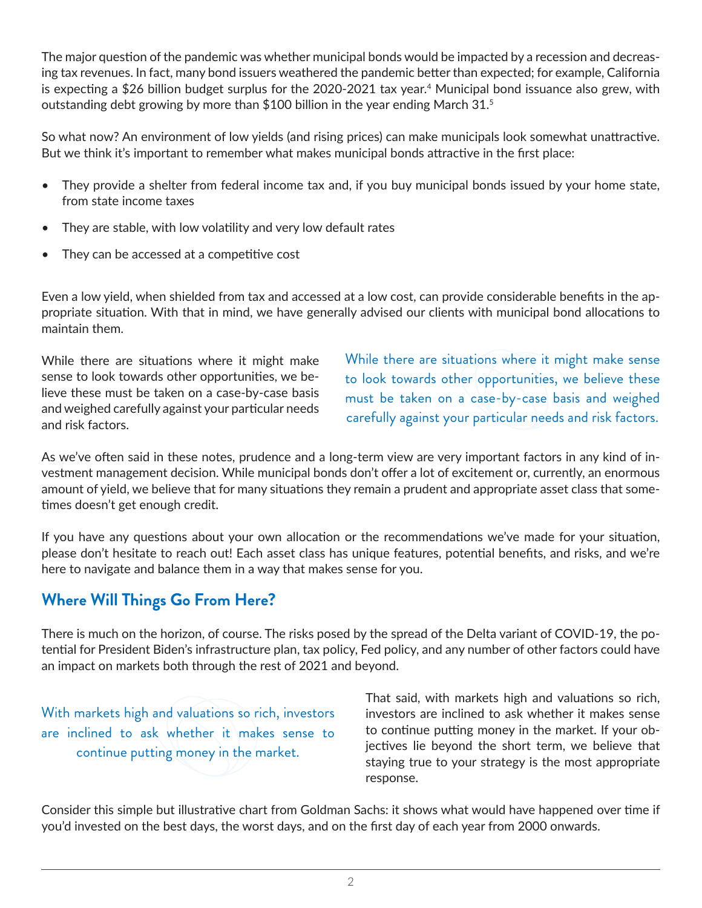The major question of the pandemic was whether municipal bonds would be impacted by a recession and decreasing tax revenues. In fact, many bond issuers weathered the pandemic better than expected; for example, California is expecting a $26 billion budget surplus for the 2020-2021 tax year.[4] Municipal bond issuance also grew, with outstanding debt growing by more than $100 billion in the year ending March 31.[5]

So what now? An environment of low yields (and rising prices) can make municipals look somewhat unattractive. But we think it's important to remember what makes municipal bonds attractive in the first place:

- They provide a shelter from federal income tax and, if you buy municipal bonds issued by your home state, from state income taxes
- They are stable, with low volatility and very low default rates
- They can be accessed at a competitive cost

Even a low yield, when shielded from tax and accessed at a low cost, can provide considerable benefits in the appropriate situation. With that in mind, we have generally advised our clients with municipal bond allocations to maintain them.

While there are situations where it might make sense to look towards other opportunities, we believe these must be taken on a case-by-case basis and weighed carefully against your particular needs and risk factors.

> While there are situations where it might make sense to look towards other opportunities, we believe these must be taken on a case-by-case basis and weighed carefully against your particular needs and risk factors.

As we've often said in these notes, prudence and a long-term view are very important factors in any kind of investment management decision. While municipal bonds don't offer a lot of excitement or, currently, an enormous amount of yield, we believe that for many situations they remain a prudent and appropriate asset class that sometimes doesn't get enough credit.

If you have any questions about your own allocation or the recommendations we've made for your situation, please don't hesitate to reach out! Each asset class has unique features, potential benefits, and risks, and we're here to navigate and balance them in a way that makes sense for you.

## Where Will Things Go From Here?

There is much on the horizon, of course. The risks posed by the spread of the Delta variant of COVID-19, the potential for President Biden's infrastructure plan, tax policy, Fed policy, and any number of other factors could have an impact on markets both through the rest of 2021 and beyond.

> With markets high and valuations so rich, investors are inclined to ask whether it makes sense to continue putting money in the market.

That said, with markets high and valuations so rich, investors are inclined to ask whether it makes sense to continue putting money in the market. If your objectives lie beyond the short term, we believe that staying true to your strategy is the most appropriate response.

Consider this simple but illustrative chart from Goldman Sachs: it shows what would have happened over time if you'd invested on the best days, the worst days, and on the first day of each year from 2000 onwards.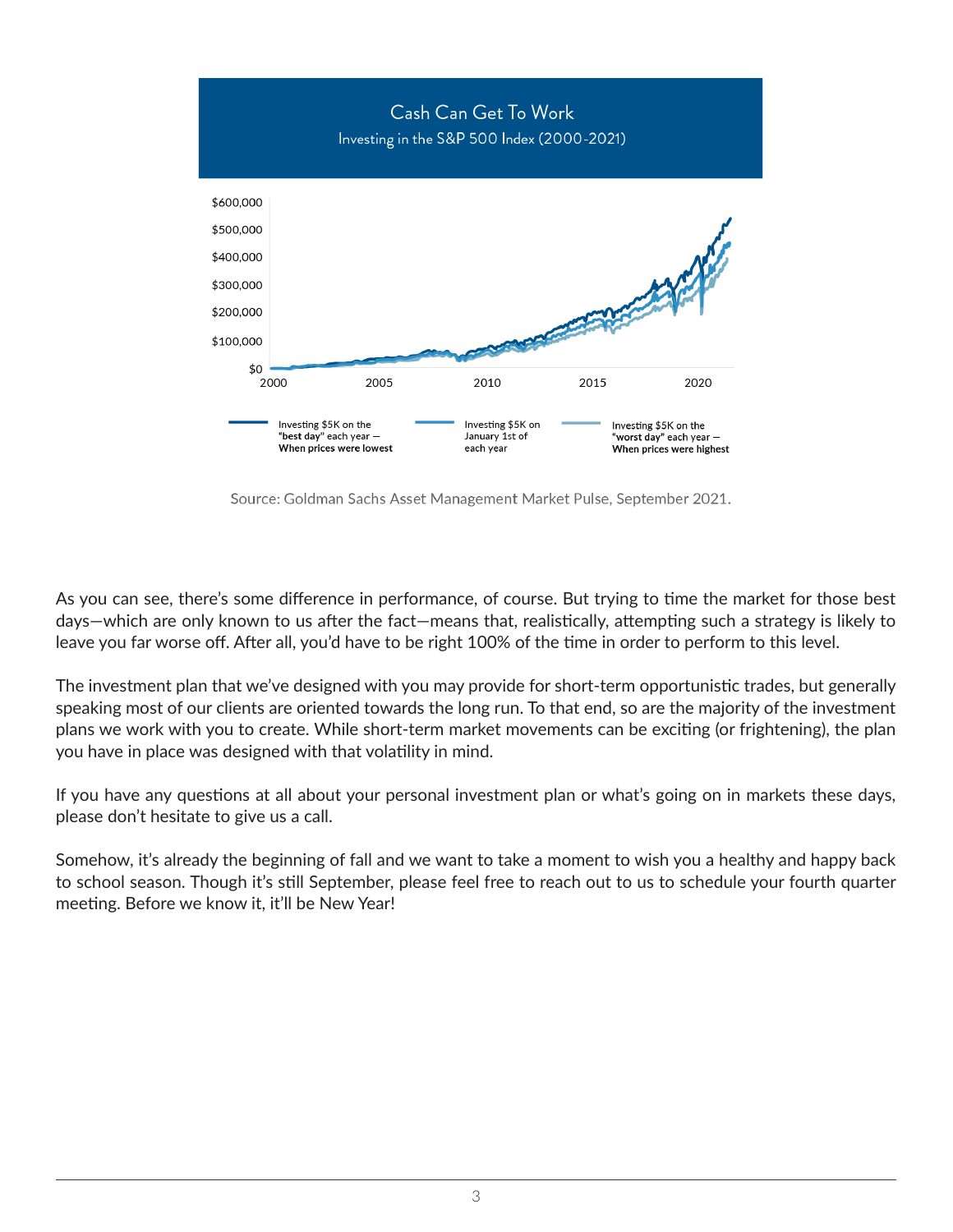## Cash Can Get To Work

Investing in the S&P 500 Index (2000-2021)

Source: Goldman Sachs Asset Management Market Pulse, September 2021.

As you can see, there's some difference in performance, of course. But trying to time the market for those best days—which are only known to us after the fact—means that, realistically, attempting such a strategy is likely to leave you far worse off. After all, you'd have to be right 100% of the time in order to perform to this level.

The investment plan that we've designed with you may provide for short-term opportunistic trades, but generally speaking most of our clients are oriented towards the long run. To that end, so are the majority of the investment plans we work with you to create. While short-term market movements can be exciting (or frightening), the plan you have in place was designed with that volatility in mind.

If you have any questions at all about your personal investment plan or what's going on in markets these days, please don't hesitate to give us a call.

Somehow, it's already the beginning of fall and we want to take a moment to wish you a healthy and happy back to school season. Though it's still September, please feel free to reach out to us to schedule your fourth quarter meeting. Before we know it, it'll be New Year!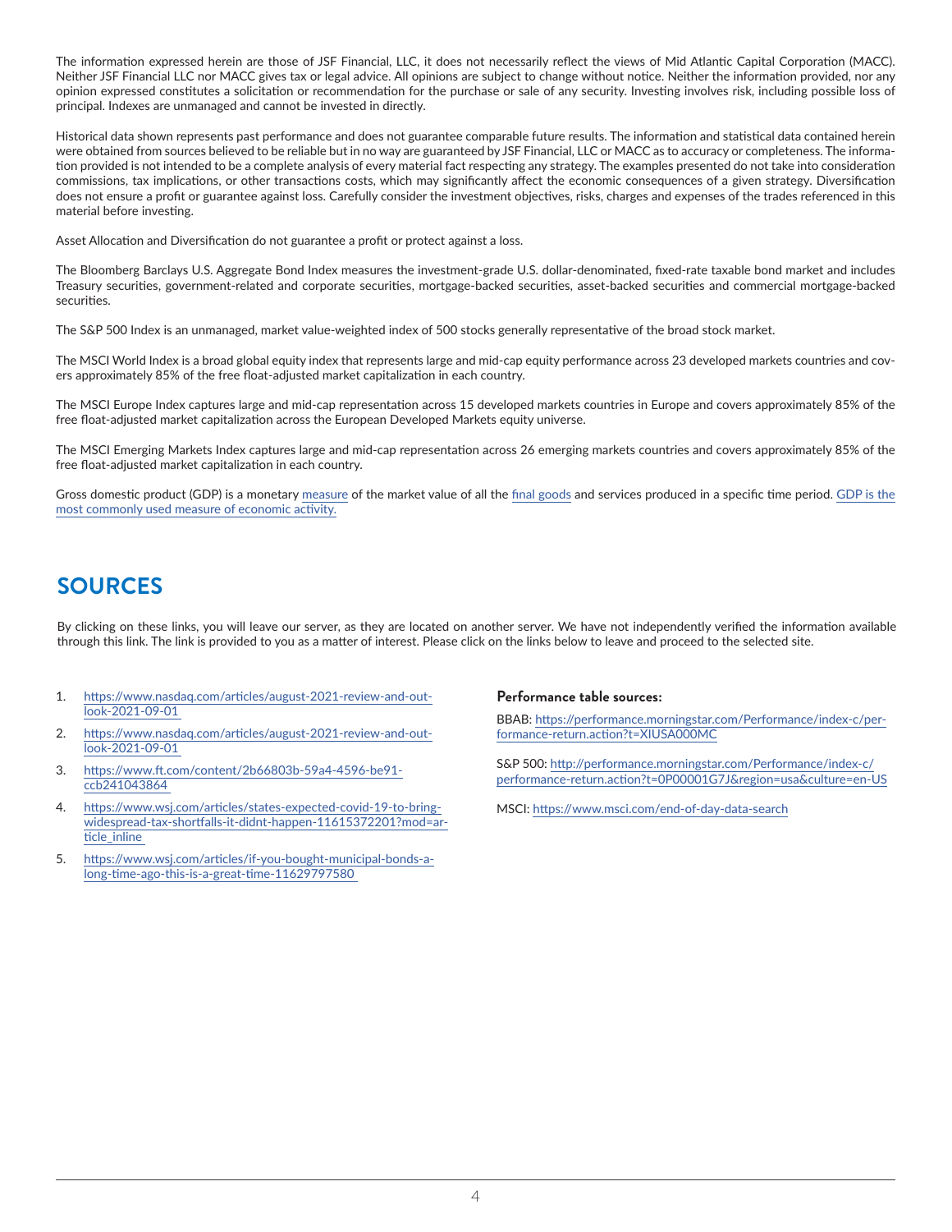The information expressed herein are those of JSF Financial, LLC, it does not necessarily reflect the views of Mid Atlantic Capital Corporation (MACC). Neither JSF Financial LLC nor MACC gives tax or legal advice. All opinions are subject to change without notice. Neither the information provided, nor any opinion expressed constitutes a solicitation or recommendation for the purchase or sale of any security. Investing involves risk, including possible loss of principal. Indexes are unmanaged and cannot be invested in directly.

Historical data shown represents past performance and does not guarantee comparable future results. The information and statistical data contained herein were obtained from sources believed to be reliable but in no way are guaranteed by JSF Financial, LLC or MACC as to accuracy or completeness. The information provided is not intended to be a complete analysis of every material fact respecting any strategy. The examples presented do not take into consideration commissions, tax implications, or other transactions costs, which may significantly affect the economic consequences of a given strategy. Diversification does not ensure a profit or guarantee against loss. Carefully consider the investment objectives, risks, charges and expenses of the trades referenced in this material before investing.

Asset Allocation and Diversification do not guarantee a profit or protect against a loss.

The Bloomberg Barclays U.S. Aggregate Bond Index measures the investment-grade U.S. dollar-denominated, fixed-rate taxable bond market and includes Treasury securities, government-related and corporate securities, mortgage-backed securities, asset-backed securities and commercial mortgage-backed securities.

The S&P 500 Index is an unmanaged, market value-weighted index of 500 stocks generally representative of the broad stock market.

The MSCI World Index is a broad global equity index that represents large and mid-cap equity performance across 23 developed markets countries and covers approximately 85% of the free float-adjusted market capitalization in each country.

The MSCI Europe Index captures large and mid-cap representation across 15 developed markets countries in Europe and covers approximately 85% of the free float-adjusted market capitalization across the European Developed Markets equity universe.

The MSCI Emerging Markets Index captures large and mid-cap representation across 26 emerging markets countries and covers approximately 85% of the free float-adjusted market capitalization in each country.

Gross domestic product (GDP) is a monetary measure of the market value of all the final goods and services produced in a specific time period. GDP is the most commonly used measure of economic activity.

## SOURCES

By clicking on these links, you will leave our server, as they are located on another server. We have not independently verified the information available through this link. The link is provided to you as a matter of interest. Please click on the links below to leave and proceed to the selected site.

1. https://www.nasdaq.com/articles/august-2021-review-and-outlook-2021-09-01
2. https://www.nasdaq.com/articles/august-2021-review-and-outlook-2021-09-01
3. https://www.ft.com/content/2b66803b-59a4-4596-be91-ccb241043864
4. https://www.wsj.com/articles/states-expected-covid-19-to-bring-widespread-tax-shortfalls-it-didnt-happen-11615372201?mod=article_inline
5. https://www.wsj.com/articles/if-you-bought-municipal-bonds-a-long-time-ago-this-is-a-great-time-11629797580

**Performance table sources:**

BBAB: https://performance.morningstar.com/Performance/index-c/performance-return.action?t=XIUSA000MC

S&P 500: http://performance.morningstar.com/Performance/index-c/performance-return.action?t=0P00001G7J&region=usa&culture=en-US

MSCI: https://www.msci.com/end-of-day-data-search